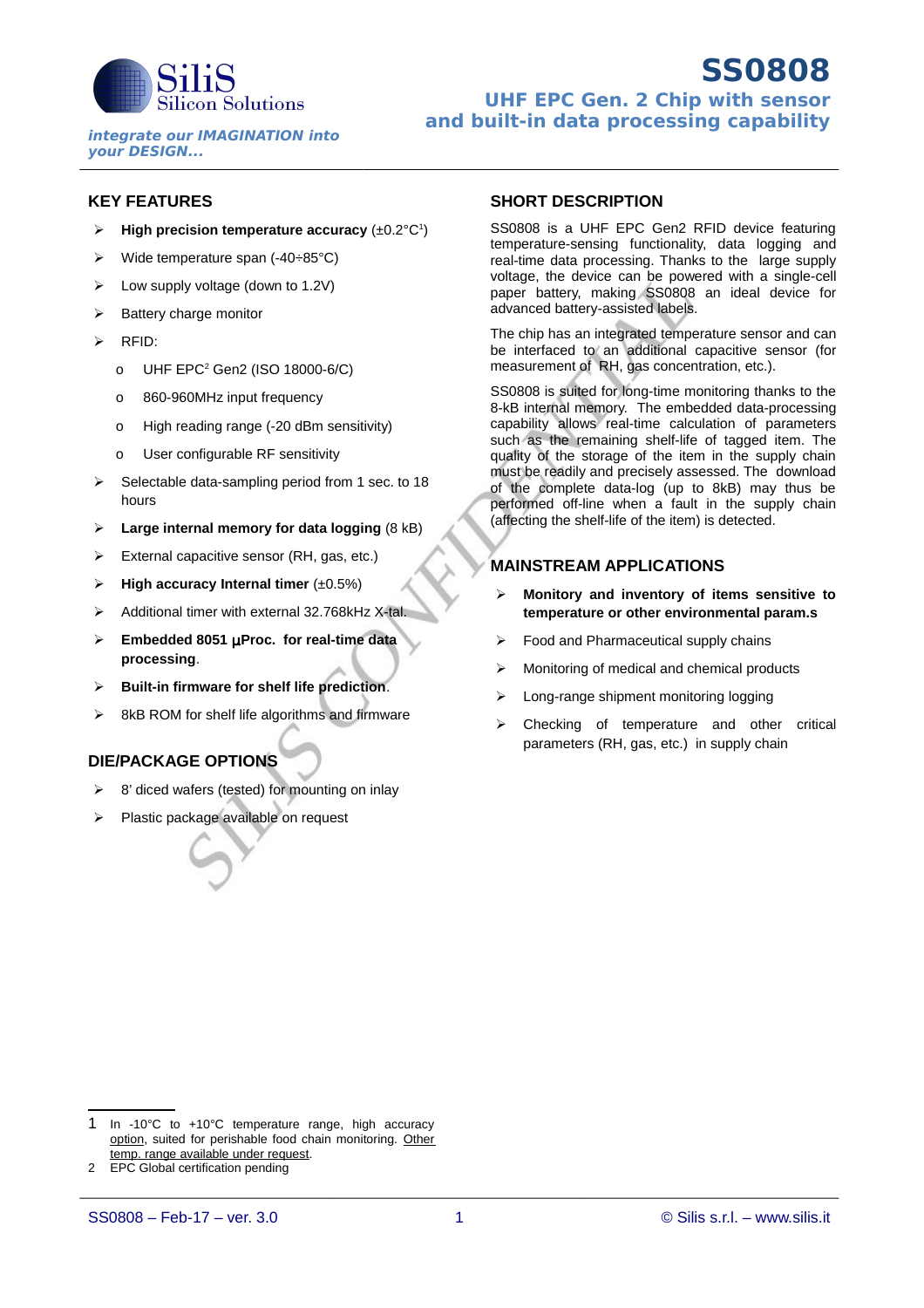# SS0808

## UHF EPC Gen. 2 Chip with sensor and built-in data processing capability

*integrate our IMAGINATION into your DESIGN...*

## KEY FEATURES

- **High precision temperature accuracy** (±0.2°C[1])
- Wide temperature span (-40÷85°C)
- Low supply voltage (down to 1.2V)
- Battery charge monitor
- RFID:
  - UHF EPC[2] Gen2 (ISO 18000-6/C)
  - 860-960MHz input frequency
  - High reading range (-20 dBm sensitivity)
  - User configurable RF sensitivity
- Selectable data-sampling period from 1 sec. to 18 hours
- **Large internal memory for data logging** (8 kB)
- External capacitive sensor (RH, gas, etc.)
- **High accuracy Internal timer** (±0.5%)
- Additional timer with external 32.768kHz X-tal.
- **Embedded 8051 μProc. for real-time data processing**.
- **Built-in firmware for shelf life prediction**.
- 8kB ROM for shelf life algorithms and firmware

## DIE/PACKAGE OPTIONS

- 8' diced wafers (tested) for mounting on inlay
- Plastic package available on request

## SHORT DESCRIPTION

SS0808 is a UHF EPC Gen2 RFID device featuring temperature-sensing functionality, data logging and real-time data processing. Thanks to the large supply voltage, the device can be powered with a single-cell paper battery, making SS0808 an ideal device for advanced battery-assisted labels.

The chip has an integrated temperature sensor and can be interfaced to an additional capacitive sensor (for measurement of RH, gas concentration, etc.).

SS0808 is suited for long-time monitoring thanks to the 8-kB internal memory. The embedded data-processing capability allows real-time calculation of parameters such as the remaining shelf-life of tagged item. The quality of the storage of the item in the supply chain must be readily and precisely assessed. The download of the complete data-log (up to 8kB) may thus be performed off-line when a fault in the supply chain (affecting the shelf-life of the item) is detected.

## MAINSTREAM APPLICATIONS

- **Monitoring and inventory of items sensitive to temperature or other environmental param.s**
- Food and Pharmaceutical supply chains
- Monitoring of medical and chemical products
- Long-range shipment monitoring logging
- Checking of temperature and other critical parameters (RH, gas, etc.) in supply chain

---

1 In -10°C to +10°C temperature range, high accuracy option, suited for perishable food chain monitoring. Other temp. range available under request.

2 EPC Global certification pending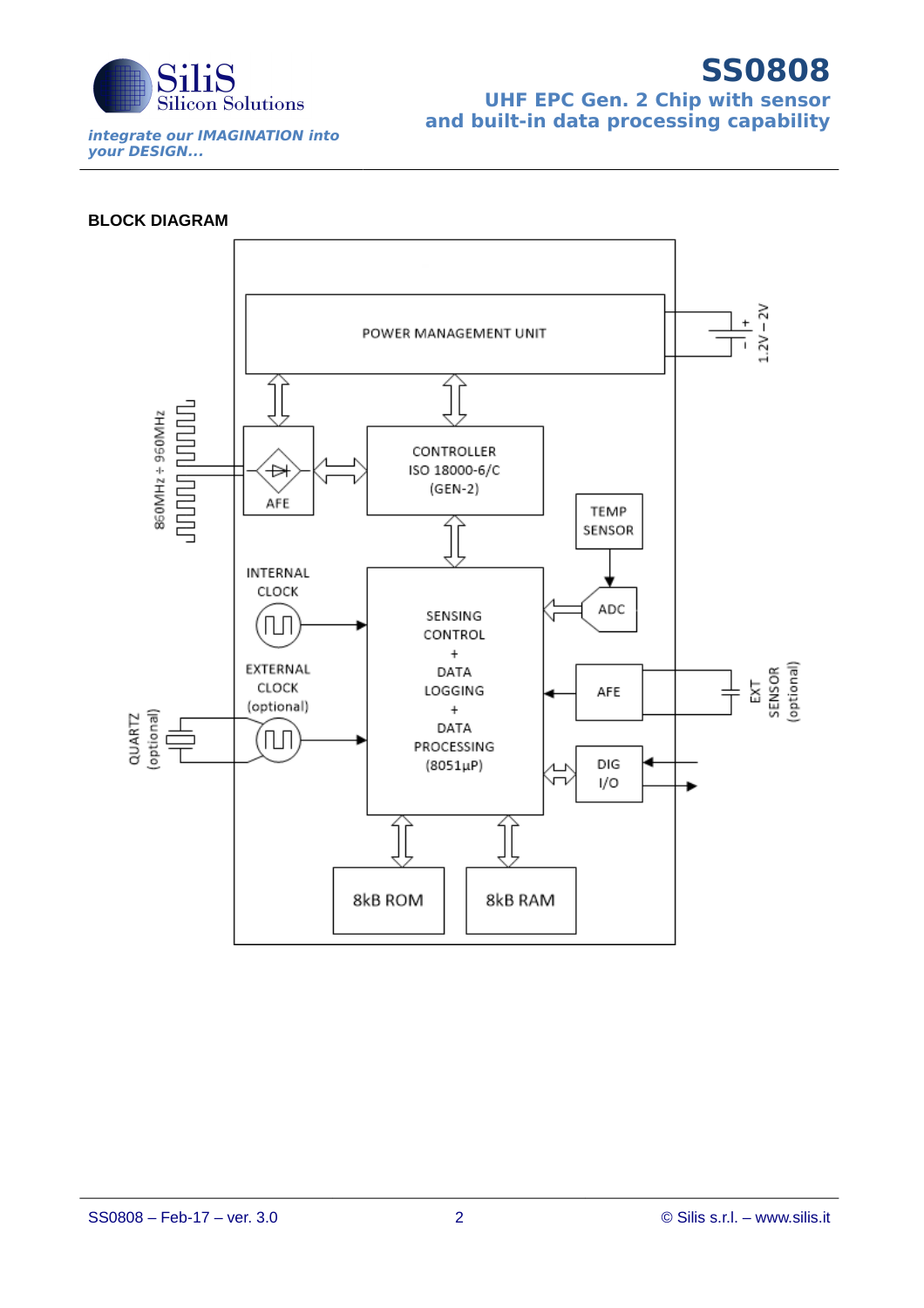## BLOCK DIAGRAM

POWER MANAGEMENT UNIT

1.2V – 2V

860MHz ÷ 960MHz

AFE

CONTROLLER
ISO 18000-6/C
(GEN-2)

TEMP SENSOR

INTERNAL CLOCK

SENSING CONTROL
+
DATA LOGGING
+
DATA PROCESSING
(8051µP)

ADC

EXTERNAL CLOCK (optional)

QUARTZ (optional)

AFE

EXT SENSOR (optional)

DIG I/O

8kB ROM

8kB RAM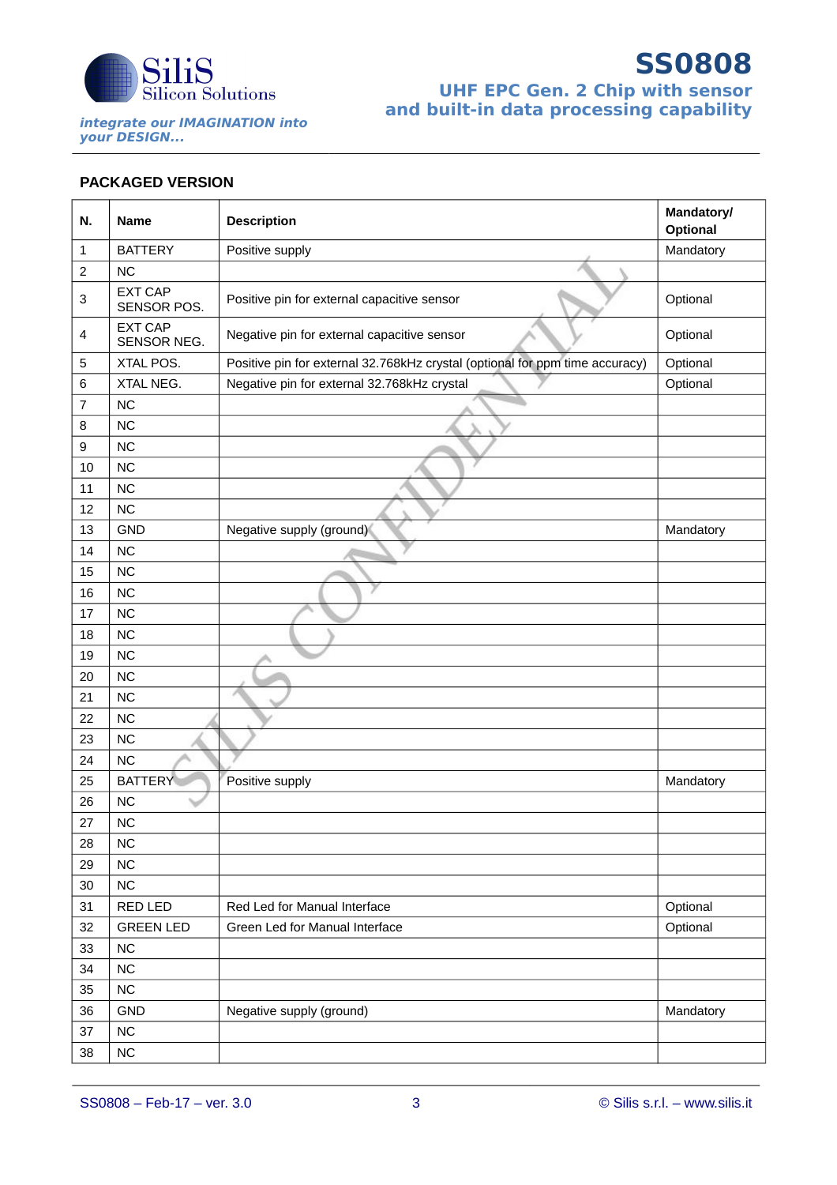## PACKAGED VERSION

| N. | Name | Description | Mandatory/ Optional |
|---|---|---|---|
| 1 | BATTERY | Positive supply | Mandatory |
| 2 | NC | | |
| 3 | EXT CAP SENSOR POS. | Positive pin for external capacitive sensor | Optional |
| 4 | EXT CAP SENSOR NEG. | Negative pin for external capacitive sensor | Optional |
| 5 | XTAL POS. | Positive pin for external 32.768kHz crystal (optional for ppm time accuracy) | Optional |
| 6 | XTAL NEG. | Negative pin for external 32.768kHz crystal | Optional |
| 7 | NC | | |
| 8 | NC | | |
| 9 | NC | | |
| 10 | NC | | |
| 11 | NC | | |
| 12 | NC | | |
| 13 | GND | Negative supply (ground) | Mandatory |
| 14 | NC | | |
| 15 | NC | | |
| 16 | NC | | |
| 17 | NC | | |
| 18 | NC | | |
| 19 | NC | | |
| 20 | NC | | |
| 21 | NC | | |
| 22 | NC | | |
| 23 | NC | | |
| 24 | NC | | |
| 25 | BATTERY | Positive supply | Mandatory |
| 26 | NC | | |
| 27 | NC | | |
| 28 | NC | | |
| 29 | NC | | |
| 30 | NC | | |
| 31 | RED LED | Red Led for Manual Interface | Optional |
| 32 | GREEN LED | Green Led for Manual Interface | Optional |
| 33 | NC | | |
| 34 | NC | | |
| 35 | NC | | |
| 36 | GND | Negative supply (ground) | Mandatory |
| 37 | NC | | |
| 38 | NC | | |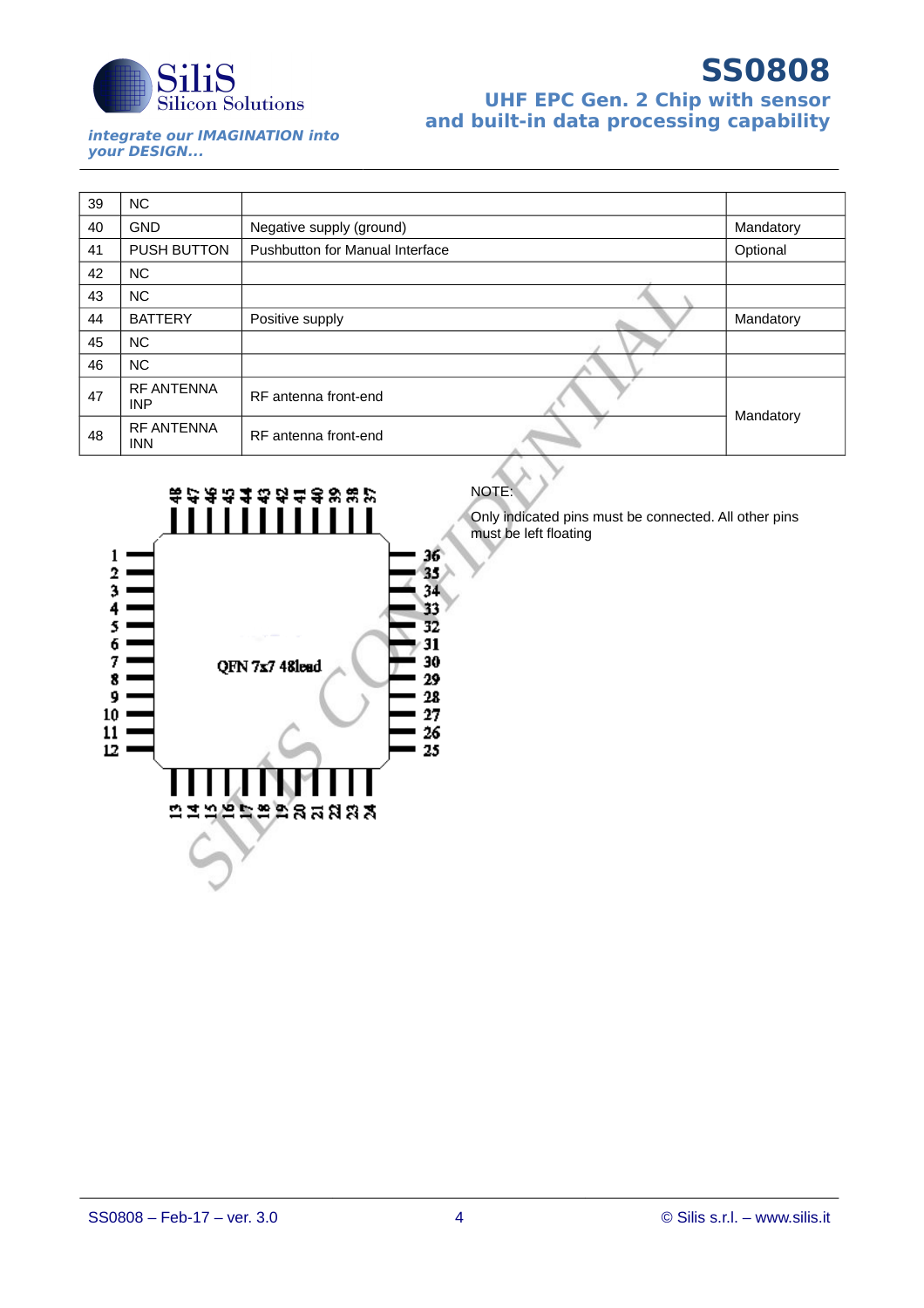| 39 | NC | | |
|---|---|---|---|
| 40 | GND | Negative supply (ground) | Mandatory |
| 41 | PUSH BUTTON | Pushbutton for Manual Interface | Optional |
| 42 | NC | | |
| 43 | NC | | |
| 44 | BATTERY | Positive supply | Mandatory |
| 45 | NC | | |
| 46 | NC | | |
| 47 | RF ANTENNA INP | RF antenna front-end | Mandatory |
| 48 | RF ANTENNA INN | RF antenna front-end | |

QFN 7x7 48lead

NOTE:

Only indicated pins must be connected. All other pins must be left floating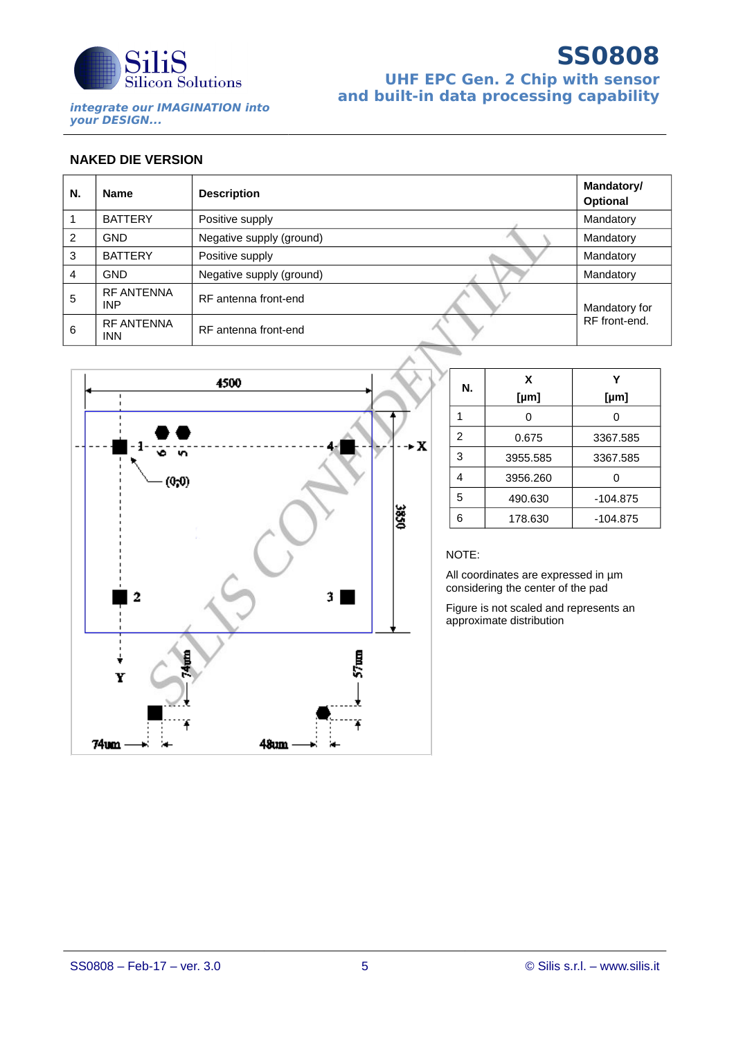## NAKED DIE VERSION

| N. | Name | Description | Mandatory/ Optional |
|---|---|---|---|
| 1 | BATTERY | Positive supply | Mandatory |
| 2 | GND | Negative supply (ground) | Mandatory |
| 3 | BATTERY | Positive supply | Mandatory |
| 4 | GND | Negative supply (ground) | Mandatory |
| 5 | RF ANTENNA INP | RF antenna front-end | Mandatory for RF front-end. |
| 6 | RF ANTENNA INN | RF antenna front-end | |

4500

3850

X

Y

(0;0)

1 2 3 4 5 6

74um

57um

74um

48um

| N. | X [μm] | Y [μm] |
|---|---|---|
| 1 | 0 | 0 |
| 2 | 0.675 | 3367.585 |
| 3 | 3955.585 | 3367.585 |
| 4 | 3956.260 | 0 |
| 5 | 490.630 | -104.875 |
| 6 | 178.630 | -104.875 |

NOTE:

All coordinates are expressed in μm considering the center of the pad

Figure is not scaled and represents an approximate distribution